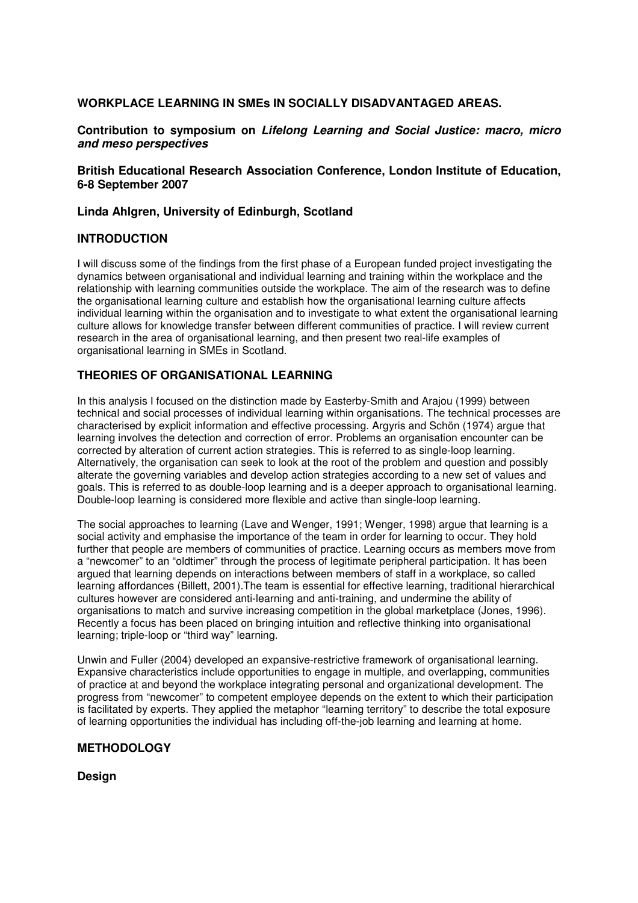**WORKPLACE LEARNING IN SMEs IN SOCIALLY DISADVANTAGED AREAS.**

**Contribution to symposium on *Lifelong Learning and Social Justice: macro, micro and meso perspectives***

**British Educational Research Association Conference, London Institute of Education, 6-8 September 2007**

**Linda Ahlgren, University of Edinburgh, Scotland**

## INTRODUCTION

I will discuss some of the findings from the first phase of a European funded project investigating the dynamics between organisational and individual learning and training within the workplace and the relationship with learning communities outside the workplace. The aim of the research was to define the organisational learning culture and establish how the organisational learning culture affects individual learning within the organisation and to investigate to what extent the organisational learning culture allows for knowledge transfer between different communities of practice. I will review current research in the area of organisational learning, and then present two real-life examples of organisational learning in SMEs in Scotland.

## THEORIES OF ORGANISATIONAL LEARNING

In this analysis I focused on the distinction made by Easterby-Smith and Arajou (1999) between technical and social processes of individual learning within organisations. The technical processes are characterised by explicit information and effective processing. Argyris and Schön (1974) argue that learning involves the detection and correction of error. Problems an organisation encounter can be corrected by alteration of current action strategies. This is referred to as single-loop learning. Alternatively, the organisation can seek to look at the root of the problem and question and possibly alter the governing variables and develop action strategies according to a new set of values and goals. This is referred to as double-loop learning and is a deeper approach to organisational learning. Double-loop learning is considered more flexible and active than single-loop learning.

The social approaches to learning (Lave and Wenger, 1991; Wenger, 1998) argue that learning is a social activity and emphasise the importance of the team in order for learning to occur. They hold further that people are members of communities of practice. Learning occurs as members move from a "newcomer" to an "oldtimer" through the process of legitimate peripheral participation. It has been argued that learning depends on interactions between members of staff in a workplace, so called learning affordances (Billett, 2001).The team is essential for effective learning, traditional hierarchical cultures however are considered anti-learning and anti-training, and undermine the ability of organisations to match and survive increasing competition in the global marketplace (Jones, 1996). Recently a focus has been placed on bringing intuition and reflective thinking into organisational learning; triple-loop or "third way" learning.

Unwin and Fuller (2004) developed an expansive-restrictive framework of organisational learning. Expansive characteristics include opportunities to engage in multiple, and overlapping, communities of practice at and beyond the workplace integrating personal and organizational development. The progress from "newcomer" to competent employee depends on the extent to which their participation is facilitated by experts. They applied the metaphor "learning territory" to describe the total exposure of learning opportunities the individual has including off-the-job learning and learning at home.

## METHODOLOGY

### Design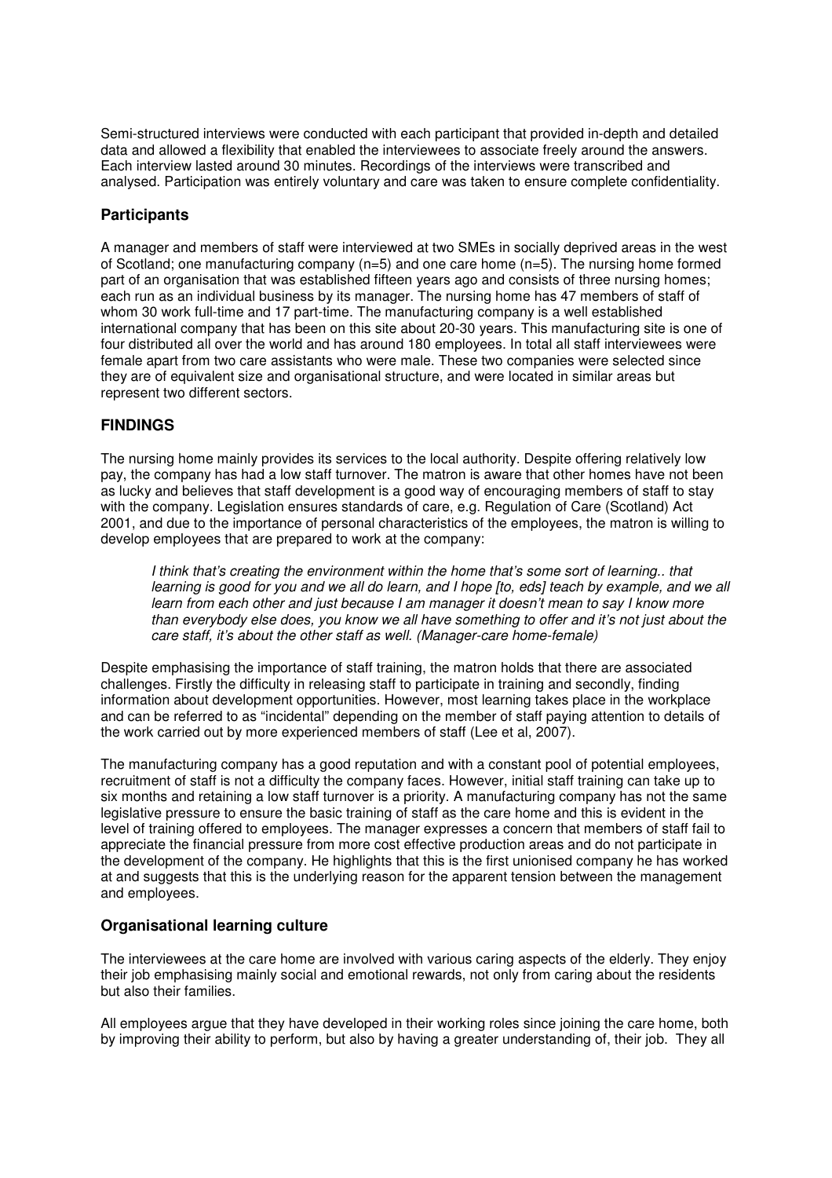Semi-structured interviews were conducted with each participant that provided in-depth and detailed data and allowed a flexibility that enabled the interviewees to associate freely around the answers. Each interview lasted around 30 minutes. Recordings of the interviews were transcribed and analysed. Participation was entirely voluntary and care was taken to ensure complete confidentiality.

### Participants

A manager and members of staff were interviewed at two SMEs in socially deprived areas in the west of Scotland; one manufacturing company (n=5) and one care home (n=5). The nursing home formed part of an organisation that was established fifteen years ago and consists of three nursing homes; each run as an individual business by its manager. The nursing home has 47 members of staff of whom 30 work full-time and 17 part-time. The manufacturing company is a well established international company that has been on this site about 20-30 years. This manufacturing site is one of four distributed all over the world and has around 180 employees. In total all staff interviewees were female apart from two care assistants who were male. These two companies were selected since they are of equivalent size and organisational structure, and were located in similar areas but represent two different sectors.

## FINDINGS

The nursing home mainly provides its services to the local authority. Despite offering relatively low pay, the company has had a low staff turnover. The matron is aware that other homes have not been as lucky and believes that staff development is a good way of encouraging members of staff to stay with the company. Legislation ensures standards of care, e.g. Regulation of Care (Scotland) Act 2001, and due to the importance of personal characteristics of the employees, the matron is willing to develop employees that are prepared to work at the company:

> *I think that's creating the environment within the home that's some sort of learning.. that learning is good for you and we all do learn, and I hope [to, eds] teach by example, and we all learn from each other and just because I am manager it doesn't mean to say I know more than everybody else does, you know we all have something to offer and it's not just about the care staff, it's about the other staff as well. (Manager-care home-female)*

Despite emphasising the importance of staff training, the matron holds that there are associated challenges. Firstly the difficulty in releasing staff to participate in training and secondly, finding information about development opportunities. However, most learning takes place in the workplace and can be referred to as "incidental" depending on the member of staff paying attention to details of the work carried out by more experienced members of staff (Lee et al, 2007).

The manufacturing company has a good reputation and with a constant pool of potential employees, recruitment of staff is not a difficulty the company faces. However, initial staff training can take up to six months and retaining a low staff turnover is a priority. A manufacturing company has not the same legislative pressure to ensure the basic training of staff as the care home and this is evident in the level of training offered to employees. The manager expresses a concern that members of staff fail to appreciate the financial pressure from more cost effective production areas and do not participate in the development of the company. He highlights that this is the first unionised company he has worked at and suggests that this is the underlying reason for the apparent tension between the management and employees.

### Organisational learning culture

The interviewees at the care home are involved with various caring aspects of the elderly. They enjoy their job emphasising mainly social and emotional rewards, not only from caring about the residents but also their families.

All employees argue that they have developed in their working roles since joining the care home, both by improving their ability to perform, but also by having a greater understanding of, their job. They all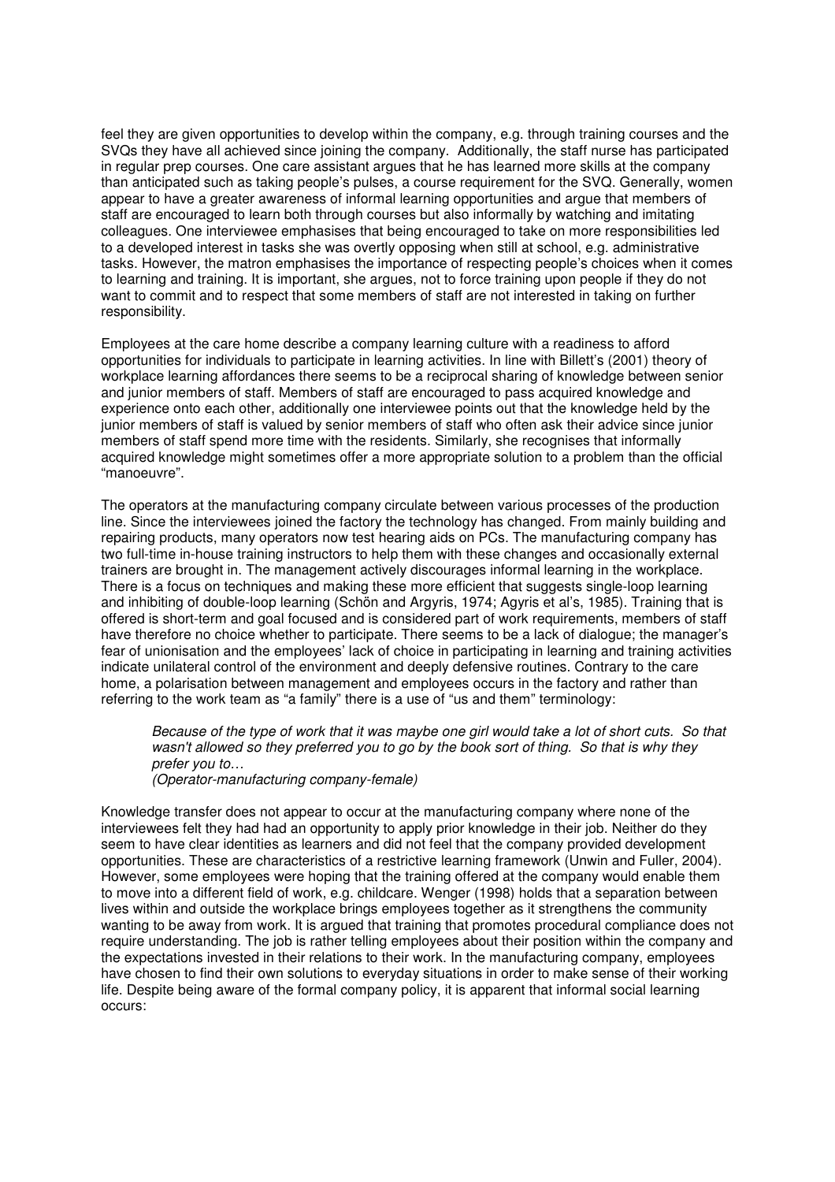feel they are given opportunities to develop within the company, e.g. through training courses and the SVQs they have all achieved since joining the company. Additionally, the staff nurse has participated in regular prep courses. One care assistant argues that he has learned more skills at the company than anticipated such as taking people's pulses, a course requirement for the SVQ. Generally, women appear to have a greater awareness of informal learning opportunities and argue that members of staff are encouraged to learn both through courses but also informally by watching and imitating colleagues. One interviewee emphasises that being encouraged to take on more responsibilities led to a developed interest in tasks she was overtly opposing when still at school, e.g. administrative tasks. However, the matron emphasises the importance of respecting people's choices when it comes to learning and training. It is important, she argues, not to force training upon people if they do not want to commit and to respect that some members of staff are not interested in taking on further responsibility.

Employees at the care home describe a company learning culture with a readiness to afford opportunities for individuals to participate in learning activities. In line with Billett's (2001) theory of workplace learning affordances there seems to be a reciprocal sharing of knowledge between senior and junior members of staff. Members of staff are encouraged to pass acquired knowledge and experience onto each other, additionally one interviewee points out that the knowledge held by the junior members of staff is valued by senior members of staff who often ask their advice since junior members of staff spend more time with the residents. Similarly, she recognises that informally acquired knowledge might sometimes offer a more appropriate solution to a problem than the official "manoeuvre".

The operators at the manufacturing company circulate between various processes of the production line. Since the interviewees joined the factory the technology has changed. From mainly building and repairing products, many operators now test hearing aids on PCs. The manufacturing company has two full-time in-house training instructors to help them with these changes and occasionally external trainers are brought in. The management actively discourages informal learning in the workplace. There is a focus on techniques and making these more efficient that suggests single-loop learning and inhibiting of double-loop learning (Schön and Argyris, 1974; Agyris et al's, 1985). Training that is offered is short-term and goal focused and is considered part of work requirements, members of staff have therefore no choice whether to participate. There seems to be a lack of dialogue; the manager's fear of unionisation and the employees' lack of choice in participating in learning and training activities indicate unilateral control of the environment and deeply defensive routines. Contrary to the care home, a polarisation between management and employees occurs in the factory and rather than referring to the work team as "a family" there is a use of "us and them" terminology:

> *Because of the type of work that it was maybe one girl would take a lot of short cuts. So that wasn't allowed so they preferred you to go by the book sort of thing. So that is why they prefer you to…*
> *(Operator-manufacturing company-female)*

Knowledge transfer does not appear to occur at the manufacturing company where none of the interviewees felt they had had an opportunity to apply prior knowledge in their job. Neither do they seem to have clear identities as learners and did not feel that the company provided development opportunities. These are characteristics of a restrictive learning framework (Unwin and Fuller, 2004). However, some employees were hoping that the training offered at the company would enable them to move into a different field of work, e.g. childcare. Wenger (1998) holds that a separation between lives within and outside the workplace brings employees together as it strengthens the community wanting to be away from work. It is argued that training that promotes procedural compliance does not require understanding. The job is rather telling employees about their position within the company and the expectations invested in their relations to their work. In the manufacturing company, employees have chosen to find their own solutions to everyday situations in order to make sense of their working life. Despite being aware of the formal company policy, it is apparent that informal social learning occurs: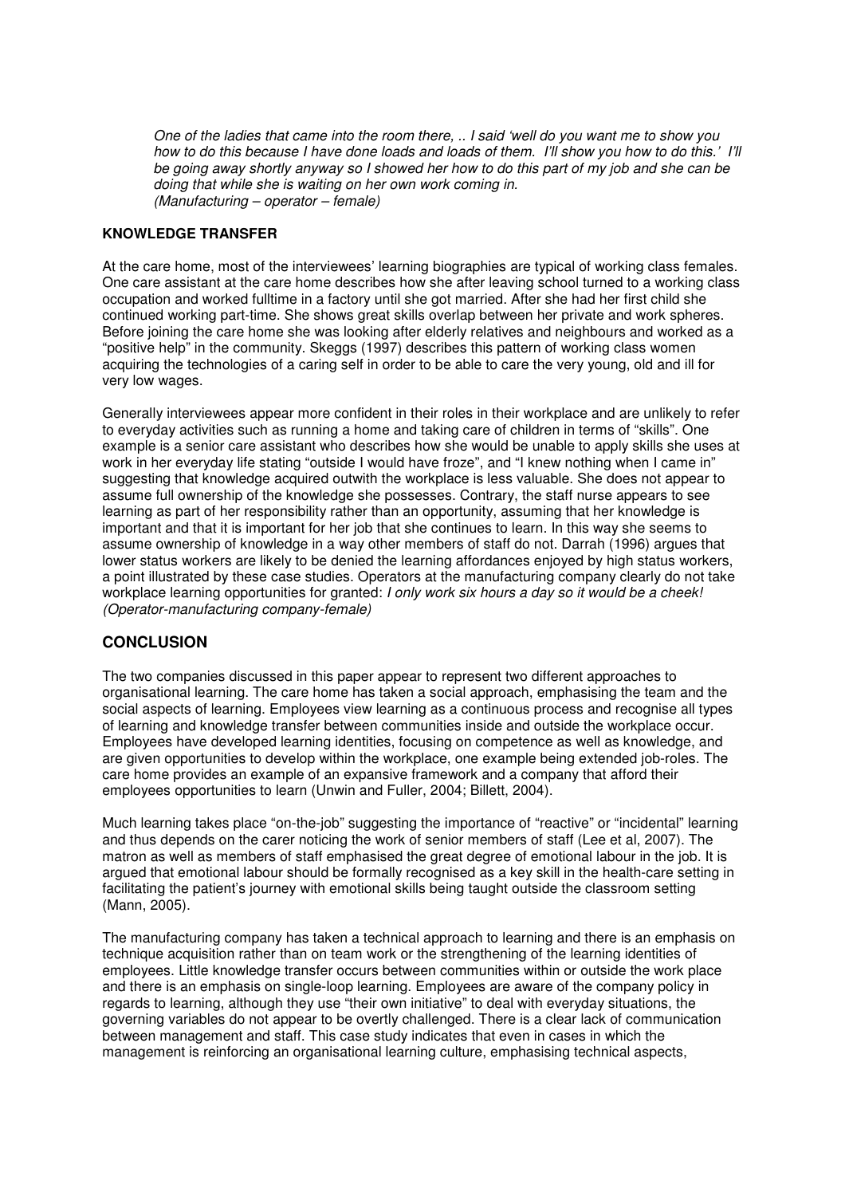> *One of the ladies that came into the room there, .. I said 'well do you want me to show you how to do this because I have done loads and loads of them. I'll show you how to do this.' I'll be going away shortly anyway so I showed her how to do this part of my job and she can be doing that while she is waiting on her own work coming in.*
> *(Manufacturing – operator – female)*

**KNOWLEDGE TRANSFER**

At the care home, most of the interviewees' learning biographies are typical of working class females. One care assistant at the care home describes how she after leaving school turned to a working class occupation and worked fulltime in a factory until she got married. After she had her first child she continued working part-time. She shows great skills overlap between her private and work spheres. Before joining the care home she was looking after elderly relatives and neighbours and worked as a "positive help" in the community. Skeggs (1997) describes this pattern of working class women acquiring the technologies of a caring self in order to be able to care the very young, old and ill for very low wages.

Generally interviewees appear more confident in their roles in their workplace and are unlikely to refer to everyday activities such as running a home and taking care of children in terms of "skills". One example is a senior care assistant who describes how she would be unable to apply skills she uses at work in her everyday life stating "outside I would have froze", and "I knew nothing when I came in" suggesting that knowledge acquired outwith the workplace is less valuable. She does not appear to assume full ownership of the knowledge she possesses. Contrary, the staff nurse appears to see learning as part of her responsibility rather than an opportunity, assuming that her knowledge is important and that it is important for her job that she continues to learn. In this way she seems to assume ownership of knowledge in a way other members of staff do not. Darrah (1996) argues that lower status workers are likely to be denied the learning affordances enjoyed by high status workers, a point illustrated by these case studies. Operators at the manufacturing company clearly do not take workplace learning opportunities for granted: *I only work six hours a day so it would be a cheek! (Operator-manufacturing company-female)*

## CONCLUSION

The two companies discussed in this paper appear to represent two different approaches to organisational learning. The care home has taken a social approach, emphasising the team and the social aspects of learning. Employees view learning as a continuous process and recognise all types of learning and knowledge transfer between communities inside and outside the workplace occur. Employees have developed learning identities, focusing on competence as well as knowledge, and are given opportunities to develop within the workplace, one example being extended job-roles. The care home provides an example of an expansive framework and a company that afford their employees opportunities to learn (Unwin and Fuller, 2004; Billett, 2004).

Much learning takes place "on-the-job" suggesting the importance of "reactive" or "incidental" learning and thus depends on the carer noticing the work of senior members of staff (Lee et al, 2007). The matron as well as members of staff emphasised the great degree of emotional labour in the job. It is argued that emotional labour should be formally recognised as a key skill in the health-care setting in facilitating the patient's journey with emotional skills being taught outside the classroom setting (Mann, 2005).

The manufacturing company has taken a technical approach to learning and there is an emphasis on technique acquisition rather than on team work or the strengthening of the learning identities of employees. Little knowledge transfer occurs between communities within or outside the work place and there is an emphasis on single-loop learning. Employees are aware of the company policy in regards to learning, although they use "their own initiative" to deal with everyday situations, the governing variables do not appear to be overtly challenged. There is a clear lack of communication between management and staff. This case study indicates that even in cases in which the management is reinforcing an organisational learning culture, emphasising technical aspects,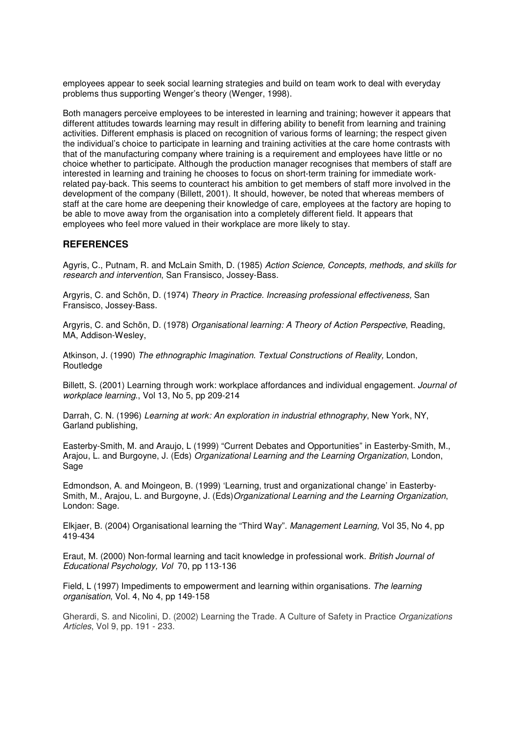employees appear to seek social learning strategies and build on team work to deal with everyday problems thus supporting Wenger's theory (Wenger, 1998).

Both managers perceive employees to be interested in learning and training; however it appears that different attitudes towards learning may result in differing ability to benefit from learning and training activities. Different emphasis is placed on recognition of various forms of learning; the respect given the individual's choice to participate in learning and training activities at the care home contrasts with that of the manufacturing company where training is a requirement and employees have little or no choice whether to participate. Although the production manager recognises that members of staff are interested in learning and training he chooses to focus on short-term training for immediate work-related pay-back. This seems to counteract his ambition to get members of staff more involved in the development of the company (Billett, 2001). It should, however, be noted that whereas members of staff at the care home are deepening their knowledge of care, employees at the factory are hoping to be able to move away from the organisation into a completely different field. It appears that employees who feel more valued in their workplace are more likely to stay.

## REFERENCES

Agyris, C., Putnam, R. and McLain Smith, D. (1985) *Action Science, Concepts, methods, and skills for research and intervention*, San Fransisco, Jossey-Bass.

Argyris, C. and Schön, D. (1974) *Theory in Practice. Increasing professional effectiveness,* San Fransisco, Jossey-Bass.

Argyris, C. and Schön, D. (1978) *Organisational learning: A Theory of Action Perspective*, Reading, MA, Addison-Wesley,

Atkinson, J. (1990) *The ethnographic Imagination. Textual Constructions of Reality,* London, Routledge

Billett, S. (2001) Learning through work: workplace affordances and individual engagement. *Journal of workplace learning.*, Vol 13, No 5, pp 209-214

Darrah, C. N. (1996) *Learning at work: An exploration in industrial ethnography*, New York, NY, Garland publishing,

Easterby-Smith, M. and Araujo, L (1999) "Current Debates and Opportunities" in Easterby-Smith, M., Arajou, L. and Burgoyne, J. (Eds) *Organizational Learning and the Learning Organization*, London, Sage

Edmondson, A. and Moingeon, B. (1999) 'Learning, trust and organizational change' in Easterby-Smith, M., Arajou, L. and Burgoyne, J. (Eds)*Organizational Learning and the Learning Organization*, London: Sage.

Elkjaer, B. (2004) Organisational learning the "Third Way". *Management Learning,* Vol 35, No 4, pp 419-434

Eraut, M. (2000) Non-formal learning and tacit knowledge in professional work. *British Journal of Educational Psychology, Vol* 70, pp 113-136

Field, L (1997) Impediments to empowerment and learning within organisations. *The learning organisation*, Vol. 4, No 4, pp 149-158

Gherardi, S. and Nicolini, D. (2002) Learning the Trade. A Culture of Safety in Practice *Organizations Articles*, Vol 9, pp. 191 - 233.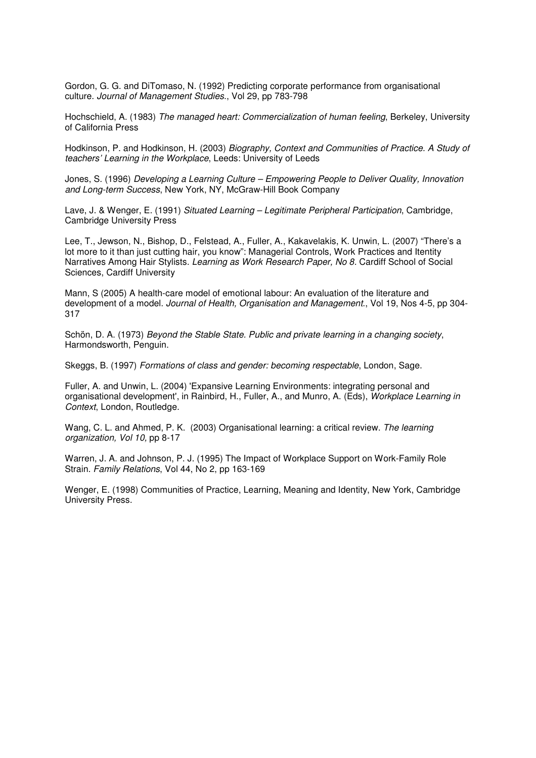Gordon, G. G. and DiTomaso, N. (1992) Predicting corporate performance from organisational culture. *Journal of Management Studies.*, Vol 29, pp 783-798

Hochschield, A. (1983) *The managed heart: Commercialization of human feeling*, Berkeley, University of California Press

Hodkinson, P. and Hodkinson, H. (2003) *Biography, Context and Communities of Practice. A Study of teachers' Learning in the Workplace*, Leeds: University of Leeds

Jones, S. (1996) *Developing a Learning Culture – Empowering People to Deliver Quality, Innovation and Long-term Success*, New York, NY, McGraw-Hill Book Company

Lave, J. & Wenger, E. (1991) *Situated Learning – Legitimate Peripheral Participation*, Cambridge, Cambridge University Press

Lee, T., Jewson, N., Bishop, D., Felstead, A., Fuller, A., Kakavelakis, K. Unwin, L. (2007) "There's a lot more to it than just cutting hair, you know": Managerial Controls, Work Practices and Itentity Narratives Among Hair Stylists. *Learning as Work Research Paper, No 8.* Cardiff School of Social Sciences, Cardiff University

Mann, S (2005) A health-care model of emotional labour: An evaluation of the literature and development of a model. *Journal of Health, Organisation and Management.*, Vol 19, Nos 4-5, pp 304-317

Schön, D. A. (1973) *Beyond the Stable State. Public and private learning in a changing society*, Harmondsworth, Penguin.

Skeggs, B. (1997) *Formations of class and gender: becoming respectable*, London, Sage.

Fuller, A. and Unwin, L. (2004) 'Expansive Learning Environments: integrating personal and organisational development', in Rainbird, H., Fuller, A., and Munro, A. (Eds), *Workplace Learning in Context*, London, Routledge.

Wang, C. L. and Ahmed, P. K. (2003) Organisational learning: a critical review. *The learning organization, Vol 10,* pp 8-17

Warren, J. A. and Johnson, P. J. (1995) The Impact of Workplace Support on Work-Family Role Strain. *Family Relations*, Vol 44, No 2, pp 163-169

Wenger, E. (1998) Communities of Practice, Learning, Meaning and Identity, New York, Cambridge University Press.